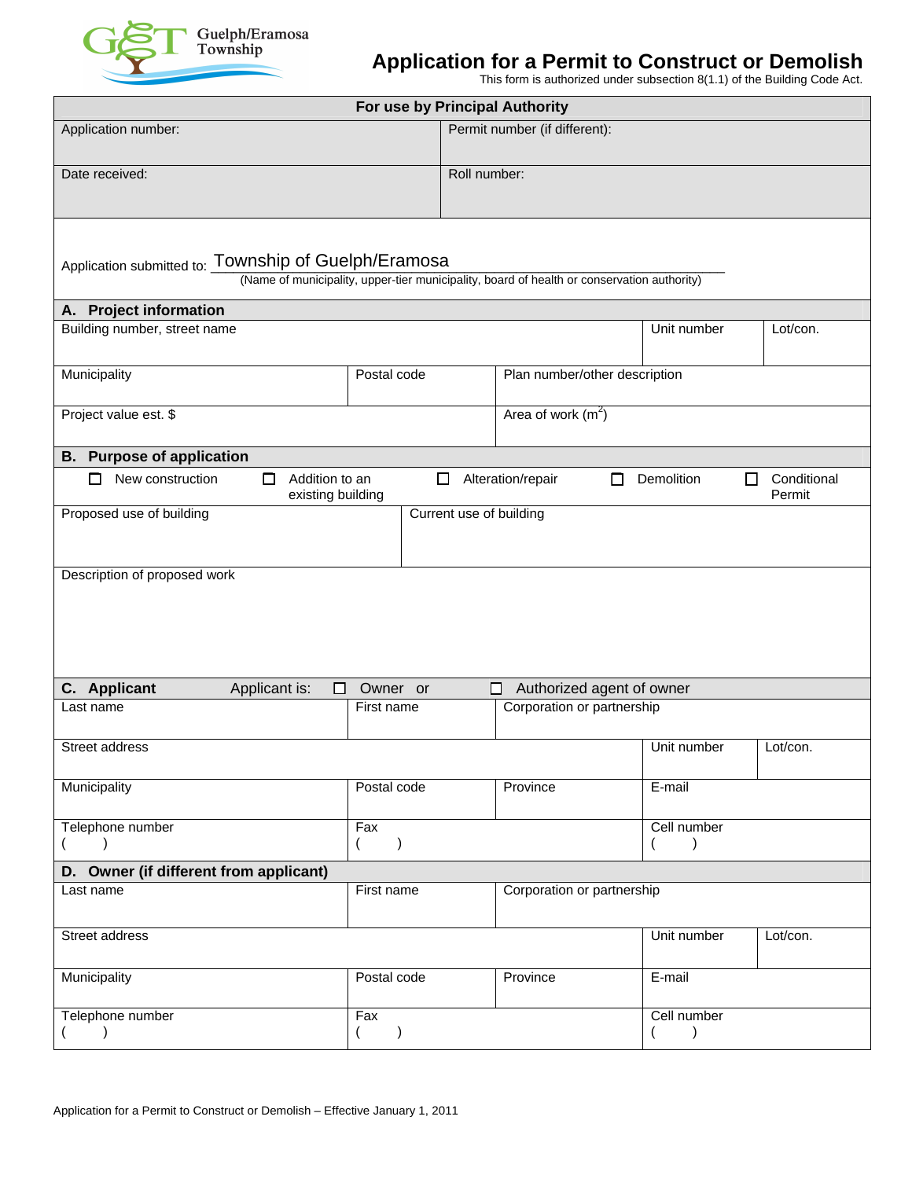Guelph/Eramosa Township

# Application for a Permit to Construct or Demolish

This form is authorized under subsection 8(1.1) of the Building Code Act.

| For use by Principal Authority | |
|---|---|
| Application number: | Permit number (if different): |
| Date received: | Roll number: |

Application submitted to: Township of Guelph/Eramosa
(Name of municipality, upper-tier municipality, board of health or conservation authority)

## A. Project information

| Building number, street name | | Unit number | Lot/con. |
|---|---|---|---|
| Municipality | Postal code | Plan number/other description | |
| Project value est. $ | | Area of work ($m^2$) | |

## B. Purpose of application

☐ New construction ☐ Addition to an existing building ☐ Alteration/repair ☐ Demolition ☐ Conditional Permit

| Proposed use of building | Current use of building |
|---|---|
| | |

Description of proposed work

## C. Applicant

Applicant is: ☐ Owner or ☐ Authorized agent of owner

| Last name | First name | Corporation or partnership | |
|---|---|---|---|
| Street address | | Unit number | Lot/con. |
| Municipality | Postal code | Province | E-mail |
| Telephone number ( ) | Fax ( ) | | Cell number ( ) |

## D. Owner (if different from applicant)

| Last name | First name | Corporation or partnership | |
|---|---|---|---|
| Street address | | Unit number | Lot/con. |
| Municipality | Postal code | Province | E-mail |
| Telephone number ( ) | Fax ( ) | | Cell number ( ) |

Application for a Permit to Construct or Demolish – Effective January 1, 2011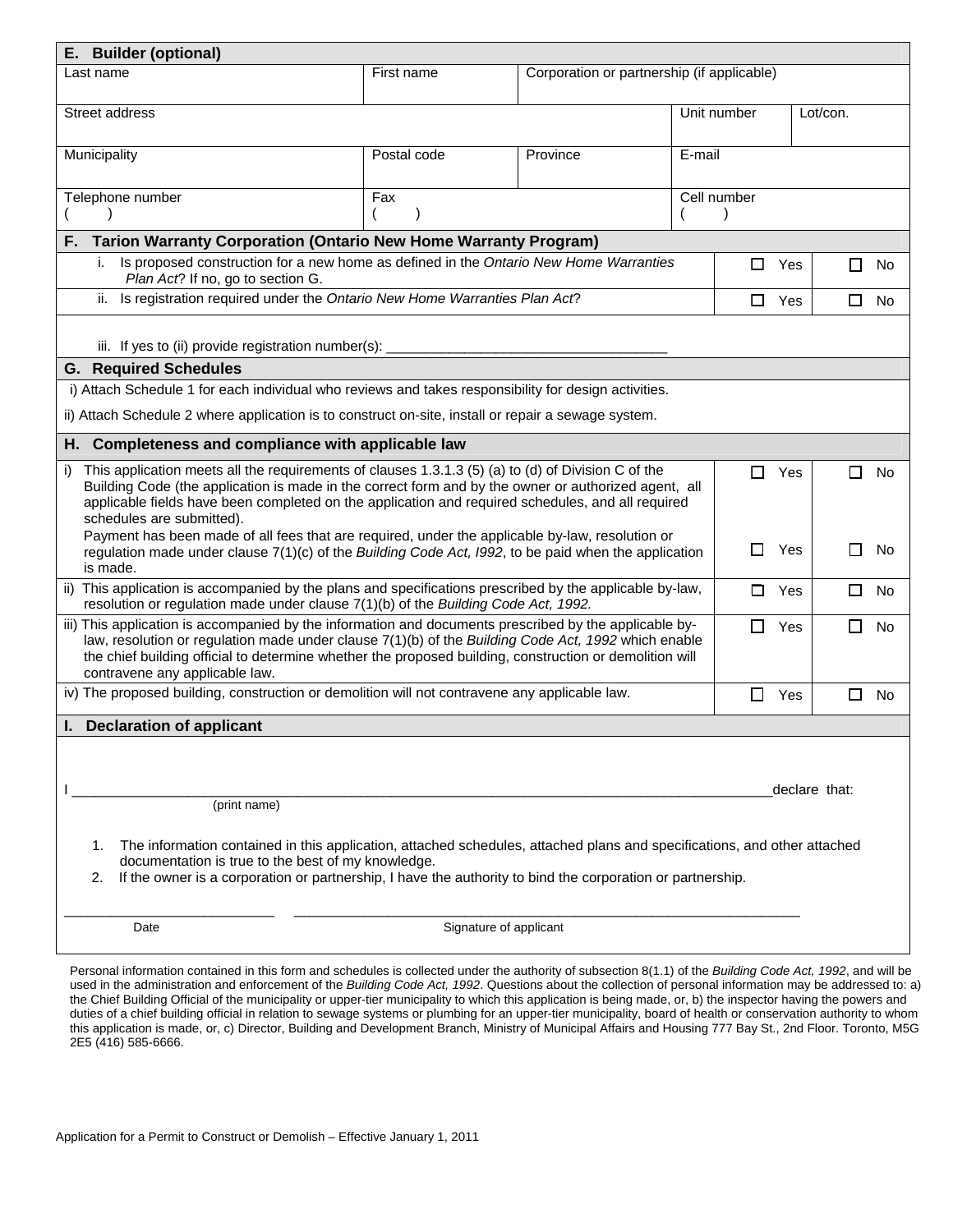## E. Builder (optional)

| Last name | First name | Corporation or partnership (if applicable) | | |
|---|---|---|---|---|
| Street address | | | Unit number | Lot/con. |
| Municipality | Postal code | Province | E-mail | |
| Telephone number ( ) | Fax ( ) | | Cell number ( ) | |

## F. Tarion Warranty Corporation (Ontario New Home Warranty Program)

| | | |
|---|---|---|
| i. Is proposed construction for a new home as defined in the *Ontario New Home Warranties Plan Act*? If no, go to section G. | ☐ Yes | ☐ No |
| ii. Is registration required under the *Ontario New Home Warranties Plan Act*? | ☐ Yes | ☐ No |
| iii. If yes to (ii) provide registration number(s): ___________________________________ | | |

## G. Required Schedules

i) Attach Schedule 1 for each individual who reviews and takes responsibility for design activities.

ii) Attach Schedule 2 where application is to construct on-site, install or repair a sewage system.

## H. Completeness and compliance with applicable law

| | | |
|---|---|---|
| i) This application meets all the requirements of clauses 1.3.1.3 (5) (a) to (d) of Division C of the Building Code (the application is made in the correct form and by the owner or authorized agent, all applicable fields have been completed on the application and required schedules, and all required schedules are submitted). | ☐ Yes | ☐ No |
| Payment has been made of all fees that are required, under the applicable by-law, resolution or regulation made under clause 7(1)(c) of the *Building Code Act, I992*, to be paid when the application is made. | ☐ Yes | ☐ No |
| ii) This application is accompanied by the plans and specifications prescribed by the applicable by-law, resolution or regulation made under clause 7(1)(b) of the *Building Code Act, 1992.* | ☐ Yes | ☐ No |
| iii) This application is accompanied by the information and documents prescribed by the applicable by-law, resolution or regulation made under clause 7(1)(b) of the *Building Code Act, 1992* which enable the chief building official to determine whether the proposed building, construction or demolition will contravene any applicable law. | ☐ Yes | ☐ No |
| iv) The proposed building, construction or demolition will not contravene any applicable law. | ☐ Yes | ☐ No |

## I. Declaration of applicant

I ________________________________________________________________________________ declare that:
(print name)

1. The information contained in this application, attached schedules, attached plans and specifications, and other attached documentation is true to the best of my knowledge.
2. If the owner is a corporation or partnership, I have the authority to bind the corporation or partnership.

___________________________ &nbsp;&nbsp; _________________________________________________________________

Date &nbsp;&nbsp;&nbsp;&nbsp;&nbsp;&nbsp;&nbsp;&nbsp;&nbsp;&nbsp;&nbsp;&nbsp;&nbsp;&nbsp;&nbsp;&nbsp;&nbsp;&nbsp;&nbsp;&nbsp; Signature of applicant

Personal information contained in this form and schedules is collected under the authority of subsection 8(1.1) of the *Building Code Act, 1992*, and will be used in the administration and enforcement of the *Building Code Act, 1992*. Questions about the collection of personal information may be addressed to: a) the Chief Building Official of the municipality or upper-tier municipality to which this application is being made, or, b) the inspector having the powers and duties of a chief building official in relation to sewage systems or plumbing for an upper-tier municipality, board of health or conservation authority to whom this application is made, or, c) Director, Building and Development Branch, Ministry of Municipal Affairs and Housing 777 Bay St., 2nd Floor. Toronto, M5G 2E5 (416) 585-6666.

Application for a Permit to Construct or Demolish – Effective January 1, 2011